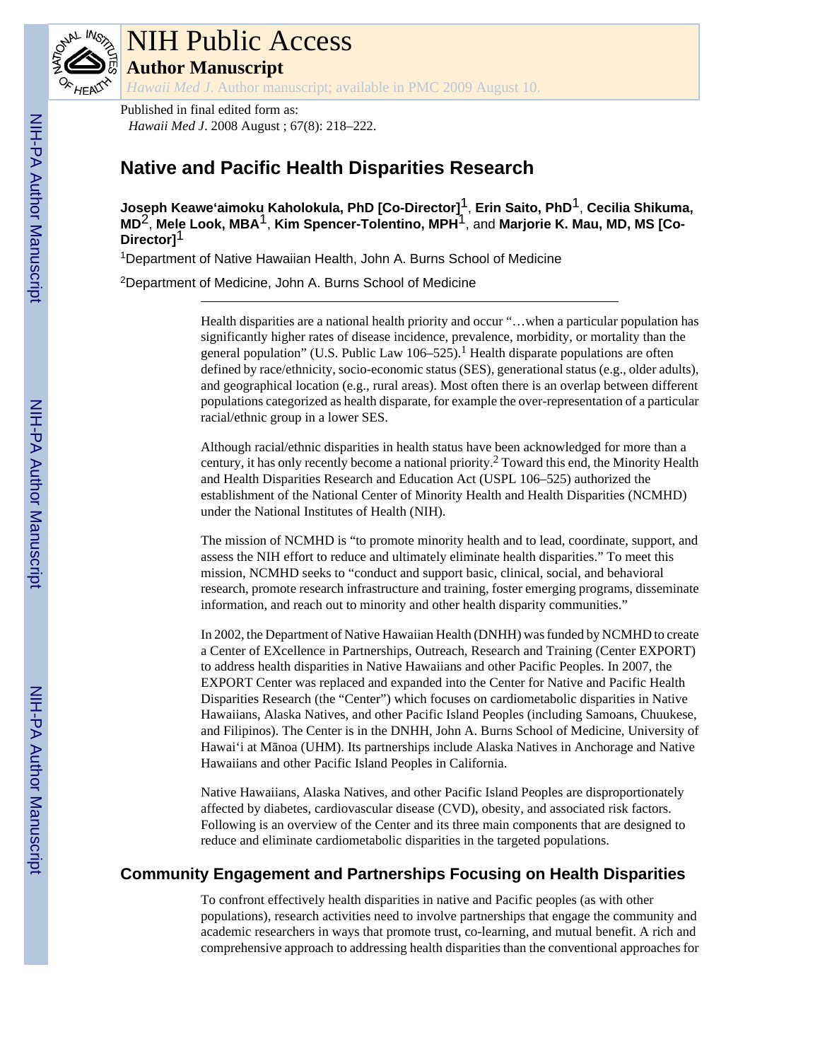Published in final edited form as:

*Hawaii Med J*. 2008 August ; 67(8): 218–222.

# Native and Pacific Health Disparities Research

**Joseph Keawe'aimoku Kaholokula, PhD [Co-Director]**[1], **Erin Saito, PhD**[1], **Cecilia Shikuma, MD**[2], **Mele Look, MBA**[1], **Kim Spencer-Tolentino, MPH**[1], and **Marjorie K. Mau, MD, MS [Co-Director]**[1]

[1]Department of Native Hawaiian Health, John A. Burns School of Medicine

[2]Department of Medicine, John A. Burns School of Medicine

---

Health disparities are a national health priority and occur "…when a particular population has significantly higher rates of disease incidence, prevalence, morbidity, or mortality than the general population" (U.S. Public Law 106–525).[1] Health disparate populations are often defined by race/ethnicity, socio-economic status (SES), generational status (e.g., older adults), and geographical location (e.g., rural areas). Most often there is an overlap between different populations categorized as health disparate, for example the over-representation of a particular racial/ethnic group in a lower SES.

Although racial/ethnic disparities in health status have been acknowledged for more than a century, it has only recently become a national priority.[2] Toward this end, the Minority Health and Health Disparities Research and Education Act (USPL 106–525) authorized the establishment of the National Center of Minority Health and Health Disparities (NCMHD) under the National Institutes of Health (NIH).

The mission of NCMHD is "to promote minority health and to lead, coordinate, support, and assess the NIH effort to reduce and ultimately eliminate health disparities." To meet this mission, NCMHD seeks to "conduct and support basic, clinical, social, and behavioral research, promote research infrastructure and training, foster emerging programs, disseminate information, and reach out to minority and other health disparity communities."

In 2002, the Department of Native Hawaiian Health (DNHH) was funded by NCMHD to create a Center of EXcellence in Partnerships, Outreach, Research and Training (Center EXPORT) to address health disparities in Native Hawaiians and other Pacific Peoples. In 2007, the EXPORT Center was replaced and expanded into the Center for Native and Pacific Health Disparities Research (the "Center") which focuses on cardiometabolic disparities in Native Hawaiians, Alaska Natives, and other Pacific Island Peoples (including Samoans, Chuukese, and Filipinos). The Center is in the DNHH, John A. Burns School of Medicine, University of Hawai'i at Mānoa (UHM). Its partnerships include Alaska Natives in Anchorage and Native Hawaiians and other Pacific Island Peoples in California.

Native Hawaiians, Alaska Natives, and other Pacific Island Peoples are disproportionately affected by diabetes, cardiovascular disease (CVD), obesity, and associated risk factors. Following is an overview of the Center and its three main components that are designed to reduce and eliminate cardiometabolic disparities in the targeted populations.

## Community Engagement and Partnerships Focusing on Health Disparities

To confront effectively health disparities in native and Pacific peoples (as with other populations), research activities need to involve partnerships that engage the community and academic researchers in ways that promote trust, co-learning, and mutual benefit. A rich and comprehensive approach to addressing health disparities than the conventional approaches for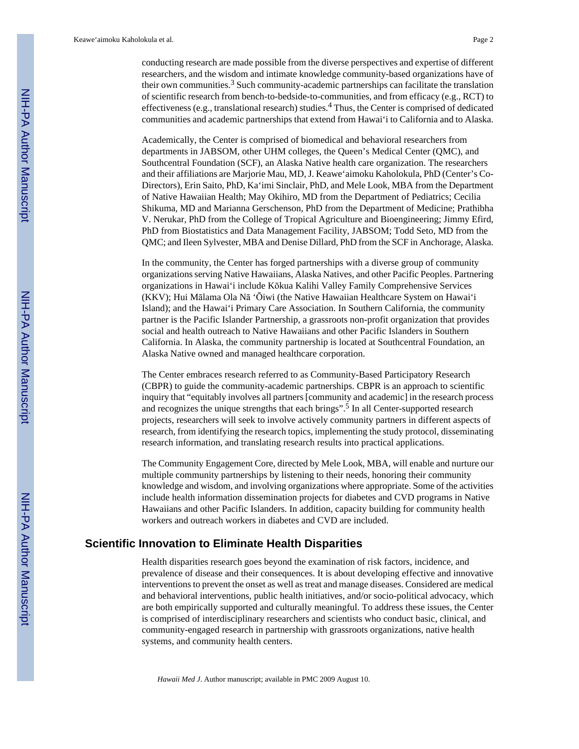conducting research are made possible from the diverse perspectives and expertise of different researchers, and the wisdom and intimate knowledge community-based organizations have of their own communities.[3] Such community-academic partnerships can facilitate the translation of scientific research from bench-to-bedside-to-communities, and from efficacy (e.g., RCT) to effectiveness (e.g., translational research) studies.[4] Thus, the Center is comprised of dedicated communities and academic partnerships that extend from Hawai'i to California and to Alaska.

Academically, the Center is comprised of biomedical and behavioral researchers from departments in JABSOM, other UHM colleges, the Queen's Medical Center (QMC), and Southcentral Foundation (SCF), an Alaska Native health care organization. The researchers and their affiliations are Marjorie Mau, MD, J. Keawe'aimoku Kaholokula, PhD (Center's Co-Directors), Erin Saito, PhD, Ka'imi Sinclair, PhD, and Mele Look, MBA from the Department of Native Hawaiian Health; May Okihiro, MD from the Department of Pediatrics; Cecilia Shikuma, MD and Marianna Gerschenson, PhD from the Department of Medicine; Prathibha V. Nerukar, PhD from the College of Tropical Agriculture and Bioengineering; Jimmy Efird, PhD from Biostatistics and Data Management Facility, JABSOM; Todd Seto, MD from the QMC; and Ileen Sylvester, MBA and Denise Dillard, PhD from the SCF in Anchorage, Alaska.

In the community, the Center has forged partnerships with a diverse group of community organizations serving Native Hawaiians, Alaska Natives, and other Pacific Peoples. Partnering organizations in Hawai'i include Kōkua Kalihi Valley Family Comprehensive Services (KKV); Hui Mālama Ola Nā 'Ōiwi (the Native Hawaiian Healthcare System on Hawai'i Island); and the Hawai'i Primary Care Association. In Southern California, the community partner is the Pacific Islander Partnership, a grassroots non-profit organization that provides social and health outreach to Native Hawaiians and other Pacific Islanders in Southern California. In Alaska, the community partnership is located at Southcentral Foundation, an Alaska Native owned and managed healthcare corporation.

The Center embraces research referred to as Community-Based Participatory Research (CBPR) to guide the community-academic partnerships. CBPR is an approach to scientific inquiry that "equitably involves all partners [community and academic] in the research process and recognizes the unique strengths that each brings".[5] In all Center-supported research projects, researchers will seek to involve actively community partners in different aspects of research, from identifying the research topics, implementing the study protocol, disseminating research information, and translating research results into practical applications.

The Community Engagement Core, directed by Mele Look, MBA, will enable and nurture our multiple community partnerships by listening to their needs, honoring their community knowledge and wisdom, and involving organizations where appropriate. Some of the activities include health information dissemination projects for diabetes and CVD programs in Native Hawaiians and other Pacific Islanders. In addition, capacity building for community health workers and outreach workers in diabetes and CVD are included.

## Scientific Innovation to Eliminate Health Disparities

Health disparities research goes beyond the examination of risk factors, incidence, and prevalence of disease and their consequences. It is about developing effective and innovative interventions to prevent the onset as well as treat and manage diseases. Considered are medical and behavioral interventions, public health initiatives, and/or socio-political advocacy, which are both empirically supported and culturally meaningful. To address these issues, the Center is comprised of interdisciplinary researchers and scientists who conduct basic, clinical, and community-engaged research in partnership with grassroots organizations, native health systems, and community health centers.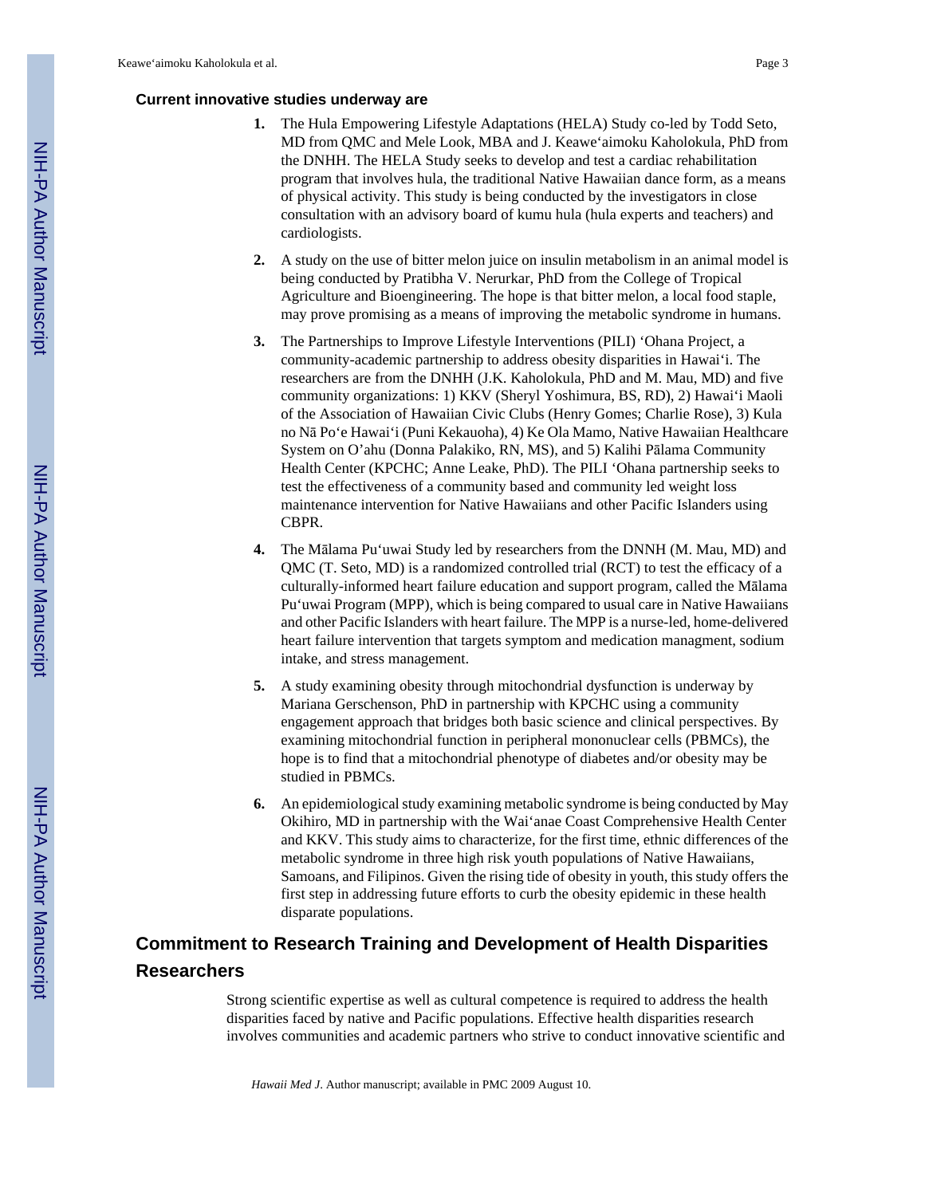**Current innovative studies underway are**

1. The Hula Empowering Lifestyle Adaptations (HELA) Study co-led by Todd Seto, MD from QMC and Mele Look, MBA and J. Keawe'aimoku Kaholokula, PhD from the DNHH. The HELA Study seeks to develop and test a cardiac rehabilitation program that involves hula, the traditional Native Hawaiian dance form, as a means of physical activity. This study is being conducted by the investigators in close consultation with an advisory board of kumu hula (hula experts and teachers) and cardiologists.

2. A study on the use of bitter melon juice on insulin metabolism in an animal model is being conducted by Pratibha V. Nerurkar, PhD from the College of Tropical Agriculture and Bioengineering. The hope is that bitter melon, a local food staple, may prove promising as a means of improving the metabolic syndrome in humans.

3. The Partnerships to Improve Lifestyle Interventions (PILI) 'Ohana Project, a community-academic partnership to address obesity disparities in Hawai'i. The researchers are from the DNHH (J.K. Kaholokula, PhD and M. Mau, MD) and five community organizations: 1) KKV (Sheryl Yoshimura, BS, RD), 2) Hawai'i Maoli of the Association of Hawaiian Civic Clubs (Henry Gomes; Charlie Rose), 3) Kula no Nā Po'e Hawai'i (Puni Kekauoha), 4) Ke Ola Mamo, Native Hawaiian Healthcare System on O'ahu (Donna Palakiko, RN, MS), and 5) Kalihi Pālama Community Health Center (KPCHC; Anne Leake, PhD). The PILI 'Ohana partnership seeks to test the effectiveness of a community based and community led weight loss maintenance intervention for Native Hawaiians and other Pacific Islanders using CBPR.

4. The Mālama Pu'uwai Study led by researchers from the DNNH (M. Mau, MD) and QMC (T. Seto, MD) is a randomized controlled trial (RCT) to test the efficacy of a culturally-informed heart failure education and support program, called the Mālama Pu'uwai Program (MPP), which is being compared to usual care in Native Hawaiians and other Pacific Islanders with heart failure. The MPP is a nurse-led, home-delivered heart failure intervention that targets symptom and medication managment, sodium intake, and stress management.

5. A study examining obesity through mitochondrial dysfunction is underway by Mariana Gerschenson, PhD in partnership with KPCHC using a community engagement approach that bridges both basic science and clinical perspectives. By examining mitochondrial function in peripheral mononuclear cells (PBMCs), the hope is to find that a mitochondrial phenotype of diabetes and/or obesity may be studied in PBMCs.

6. An epidemiological study examining metabolic syndrome is being conducted by May Okihiro, MD in partnership with the Wai'anae Coast Comprehensive Health Center and KKV. This study aims to characterize, for the first time, ethnic differences of the metabolic syndrome in three high risk youth populations of Native Hawaiians, Samoans, and Filipinos. Given the rising tide of obesity in youth, this study offers the first step in addressing future efforts to curb the obesity epidemic in these health disparate populations.

## Commitment to Research Training and Development of Health Disparities Researchers

Strong scientific expertise as well as cultural competence is required to address the health disparities faced by native and Pacific populations. Effective health disparities research involves communities and academic partners who strive to conduct innovative scientific and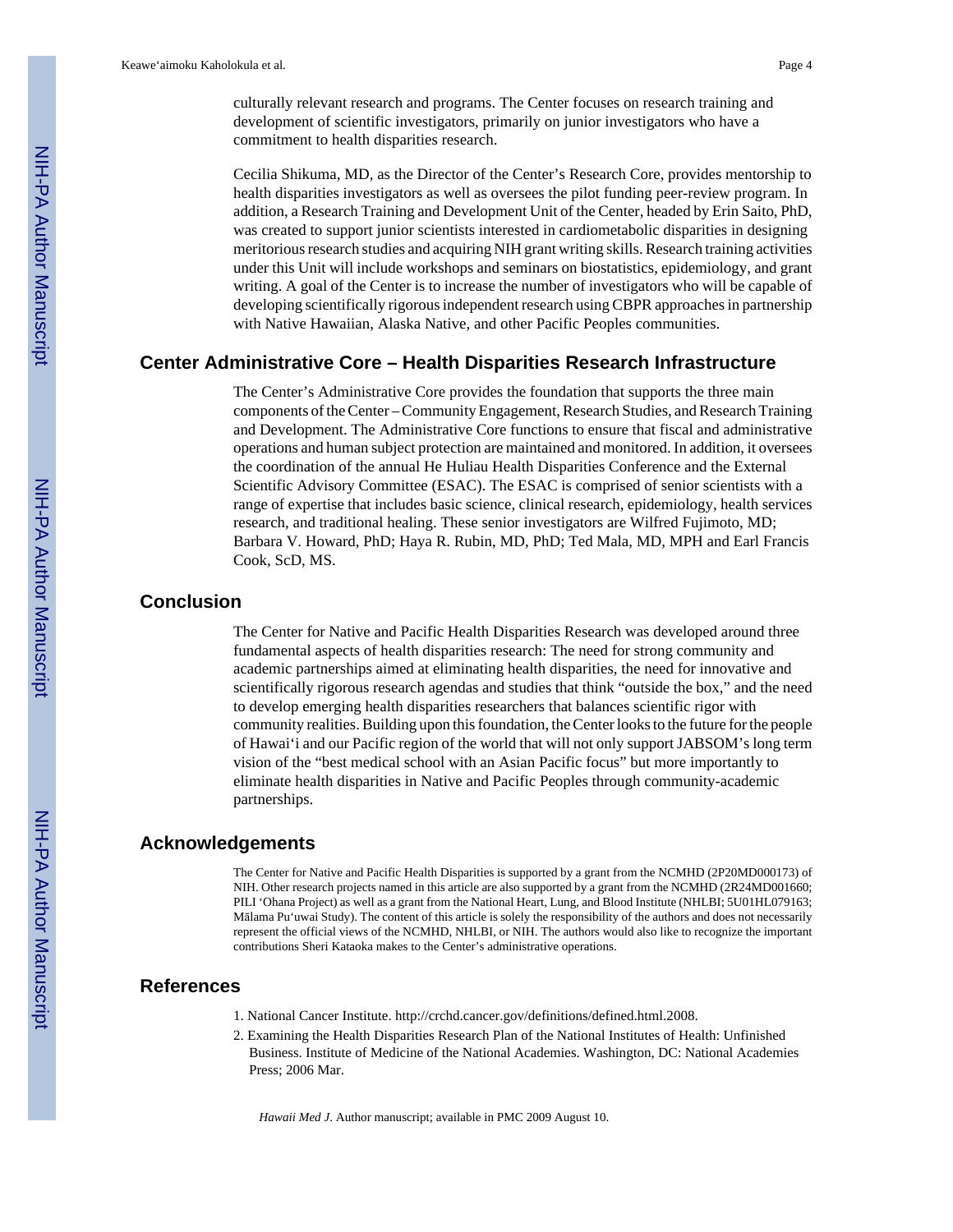culturally relevant research and programs. The Center focuses on research training and development of scientific investigators, primarily on junior investigators who have a commitment to health disparities research.

Cecilia Shikuma, MD, as the Director of the Center's Research Core, provides mentorship to health disparities investigators as well as oversees the pilot funding peer-review program. In addition, a Research Training and Development Unit of the Center, headed by Erin Saito, PhD, was created to support junior scientists interested in cardiometabolic disparities in designing meritorious research studies and acquiring NIH grant writing skills. Research training activities under this Unit will include workshops and seminars on biostatistics, epidemiology, and grant writing. A goal of the Center is to increase the number of investigators who will be capable of developing scientifically rigorous independent research using CBPR approaches in partnership with Native Hawaiian, Alaska Native, and other Pacific Peoples communities.

## Center Administrative Core – Health Disparities Research Infrastructure

The Center's Administrative Core provides the foundation that supports the three main components of the Center – Community Engagement, Research Studies, and Research Training and Development. The Administrative Core functions to ensure that fiscal and administrative operations and human subject protection are maintained and monitored. In addition, it oversees the coordination of the annual He Huliau Health Disparities Conference and the External Scientific Advisory Committee (ESAC). The ESAC is comprised of senior scientists with a range of expertise that includes basic science, clinical research, epidemiology, health services research, and traditional healing. These senior investigators are Wilfred Fujimoto, MD; Barbara V. Howard, PhD; Haya R. Rubin, MD, PhD; Ted Mala, MD, MPH and Earl Francis Cook, ScD, MS.

## Conclusion

The Center for Native and Pacific Health Disparities Research was developed around three fundamental aspects of health disparities research: The need for strong community and academic partnerships aimed at eliminating health disparities, the need for innovative and scientifically rigorous research agendas and studies that think "outside the box," and the need to develop emerging health disparities researchers that balances scientific rigor with community realities. Building upon this foundation, the Center looks to the future for the people of Hawai'i and our Pacific region of the world that will not only support JABSOM's long term vision of the "best medical school with an Asian Pacific focus" but more importantly to eliminate health disparities in Native and Pacific Peoples through community-academic partnerships.

## Acknowledgements

The Center for Native and Pacific Health Disparities is supported by a grant from the NCMHD (2P20MD000173) of NIH. Other research projects named in this article are also supported by a grant from the NCMHD (2R24MD001660; PILI 'Ohana Project) as well as a grant from the National Heart, Lung, and Blood Institute (NHLBI; 5U01HL079163; Mālama Pu'uwai Study). The content of this article is solely the responsibility of the authors and does not necessarily represent the official views of the NCMHD, NHLBI, or NIH. The authors would also like to recognize the important contributions Sheri Kataoka makes to the Center's administrative operations.

## References

1. National Cancer Institute. http://crchd.cancer.gov/definitions/defined.html.2008.
2. Examining the Health Disparities Research Plan of the National Institutes of Health: Unfinished Business. Institute of Medicine of the National Academies. Washington, DC: National Academies Press; 2006 Mar.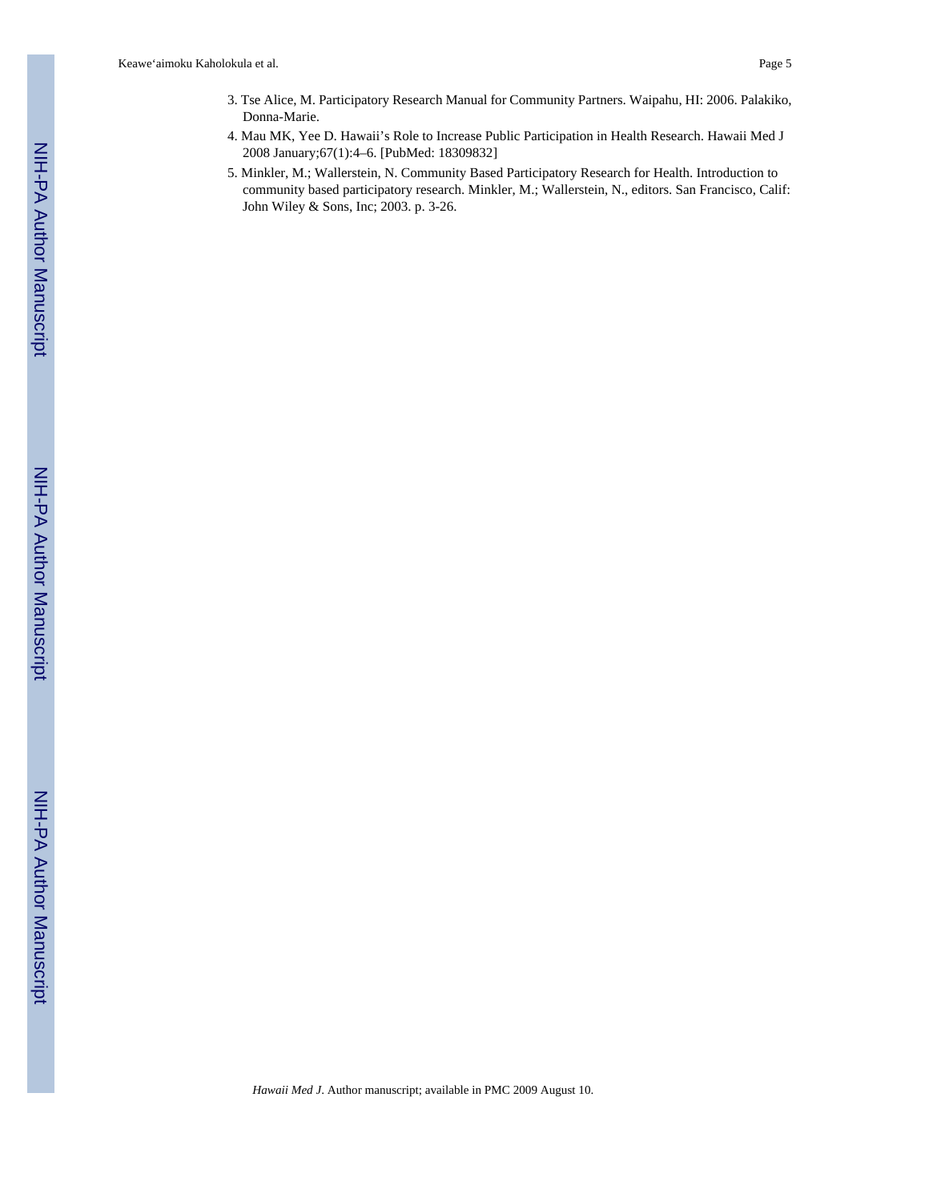3. Tse Alice, M. Participatory Research Manual for Community Partners. Waipahu, HI: 2006. Palakiko, Donna-Marie.
4. Mau MK, Yee D. Hawaii's Role to Increase Public Participation in Health Research. Hawaii Med J 2008 January;67(1):4–6. [PubMed: 18309832]
5. Minkler, M.; Wallerstein, N. Community Based Participatory Research for Health. Introduction to community based participatory research. Minkler, M.; Wallerstein, N., editors. San Francisco, Calif: John Wiley & Sons, Inc; 2003. p. 3-26.